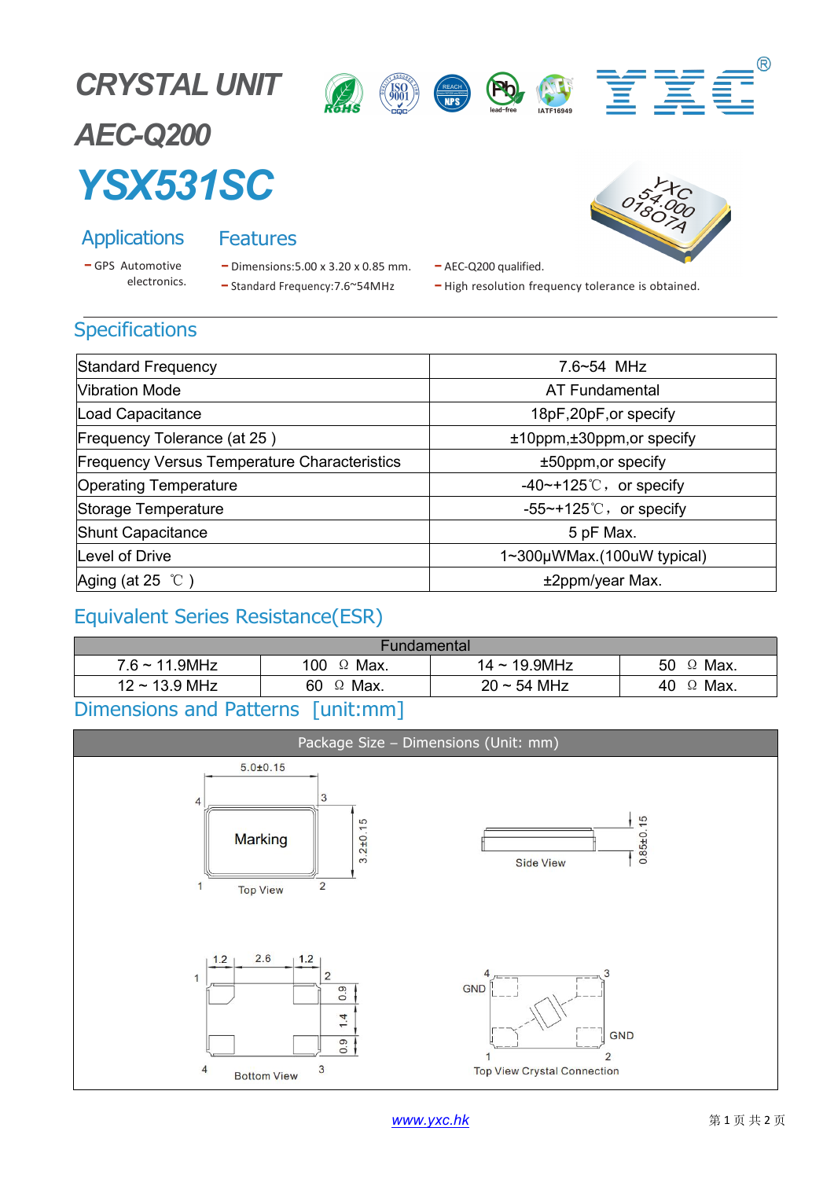# CRYSTAL UNIT

# AEC-Q200

# YSX531SC

## Applications

- GPS Automotive electronics.

## Features

- Dimensions:5.00 x 3.20 x 0.85 mm.
- Standard Frequency:7.6~54MHz
- AEC-Q200 qualified.
- High resolution frequency tolerance is obtained.

## Specifications

| | |
|---|---|
| Standard Frequency | 7.6~54 MHz |
| Vibration Mode | AT Fundamental |
| Load Capacitance | 18pF,20pF,or specify |
| Frequency Tolerance (at 25 ) | ±10ppm,±30ppm,or specify |
| Frequency Versus Temperature Characteristics | ±50ppm,or specify |
| Operating Temperature | -40~+125℃， or specify |
| Storage Temperature | -55~+125℃， or specify |
| Shunt Capacitance | 5 pF Max. |
| Level of Drive | 1~300μWMax.(100uW typical) |
| Aging (at 25 ℃ ) | ±2ppm/year Max. |

## Equivalent Series Resistance(ESR)

| Fundamental | | | |
|---|---|---|---|
| 7.6 ~ 11.9MHz | 100 Ω Max. | 14 ~ 19.9MHz | 50 Ω Max. |
| 12 ~ 13.9 MHz | 60 Ω Max. | 20 ~ 54 MHz | 40 Ω Max. |

## Dimensions and Patterns [unit:mm]

Package Size – Dimensions (Unit: mm)

5.0±0.15

4 3

Marking

3.2±0.15

1 2

Top View

Side View

0.85±0.15

1.2 2.6 1.2

1 2

0.9

1.4

0.9

4 3

Bottom View

4 3

GND

GND

1 2

Top View Crystal Connection

www.yxc.hk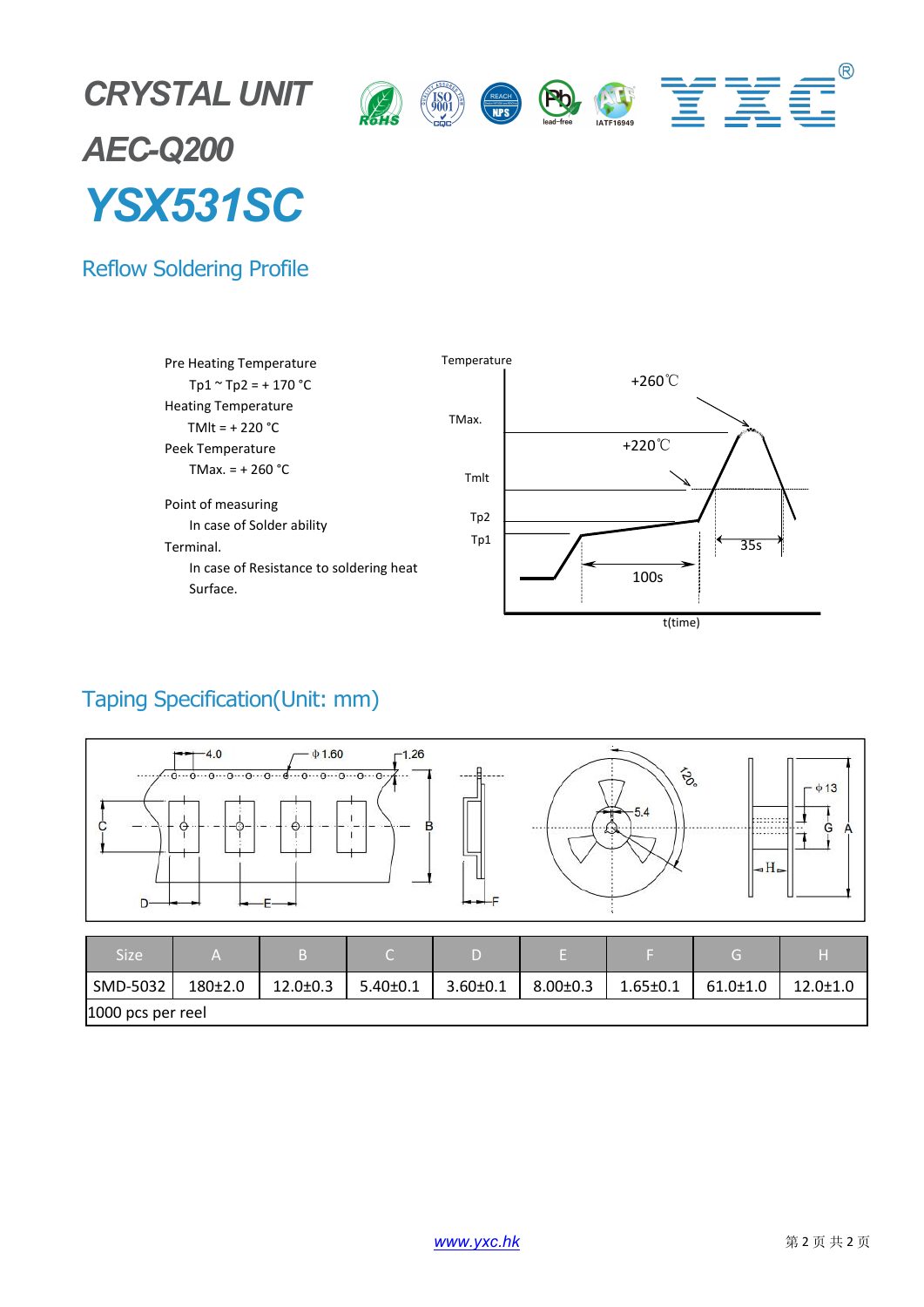# CRYSTAL UNIT

# AEC-Q200

# YSX531SC

## Reflow Soldering Profile

Pre Heating Temperature

Tp1 ~ Tp2 = + 170 °C

Heating Temperature

TMlt = + 220 °C

Peek Temperature

TMax. = + 260 °C

Point of measuring

In case of Solder ability

Terminal.

In case of Resistance to soldering heat

Surface.

Temperature

+260℃

TMax.

+220℃

Tmlt

Tp2

Tp1

35s

100s

t(time)

## Taping Specification(Unit: mm)

4.0

ϕ1.60

1.26

C

B

D

E

F

120°

5.4

ϕ13

G

A

H

| Size | A | B | C | D | E | F | G | H |
|---|---|---|---|---|---|---|---|---|
| SMD-5032 | 180±2.0 | 12.0±0.3 | 5.40±0.1 | 3.60±0.1 | 8.00±0.3 | 1.65±0.1 | 61.0±1.0 | 12.0±1.0 |
| 1000 pcs per reel | | | | | | | | |

www.yxc.hk